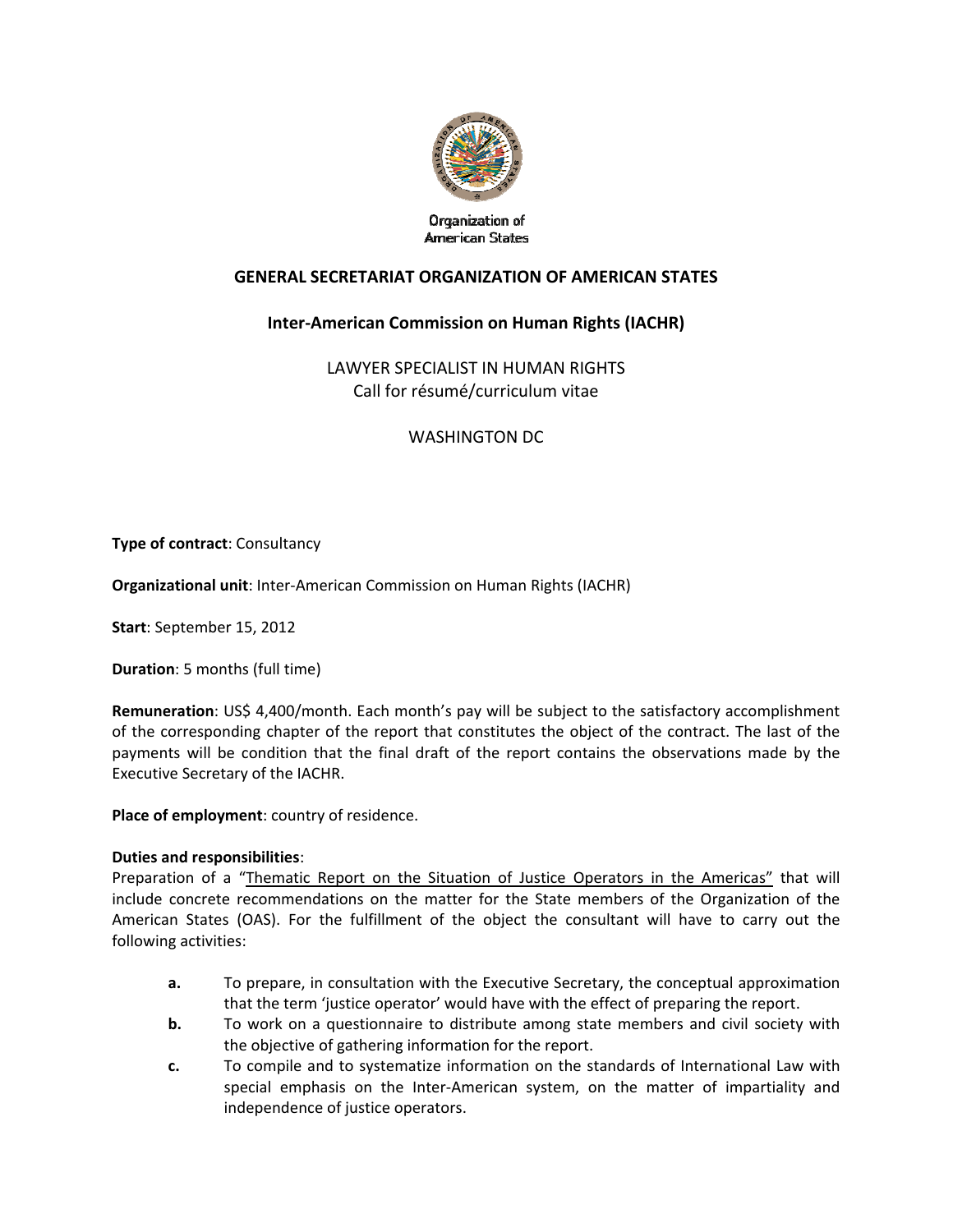Organization of American States

## GENERAL SECRETARIAT ORGANIZATION OF AMERICAN STATES

### Inter-American Commission on Human Rights (IACHR)

LAWYER SPECIALIST IN HUMAN RIGHTS
Call for résumé/curriculum vitae

WASHINGTON DC

**Type of contract**: Consultancy

**Organizational unit**: Inter-American Commission on Human Rights (IACHR)

**Start**: September 15, 2012

**Duration**: 5 months (full time)

**Remuneration**: US$ 4,400/month. Each month's pay will be subject to the satisfactory accomplishment of the corresponding chapter of the report that constitutes the object of the contract. The last of the payments will be condition that the final draft of the report contains the observations made by the Executive Secretary of the IACHR.

**Place of employment**: country of residence.

**Duties and responsibilities**:
Preparation of a "Thematic Report on the Situation of Justice Operators in the Americas" that will include concrete recommendations on the matter for the State members of the Organization of the American States (OAS). For the fulfillment of the object the consultant will have to carry out the following activities:

- **a.** To prepare, in consultation with the Executive Secretary, the conceptual approximation that the term 'justice operator' would have with the effect of preparing the report.
- **b.** To work on a questionnaire to distribute among state members and civil society with the objective of gathering information for the report.
- **c.** To compile and to systematize information on the standards of International Law with special emphasis on the Inter-American system, on the matter of impartiality and independence of justice operators.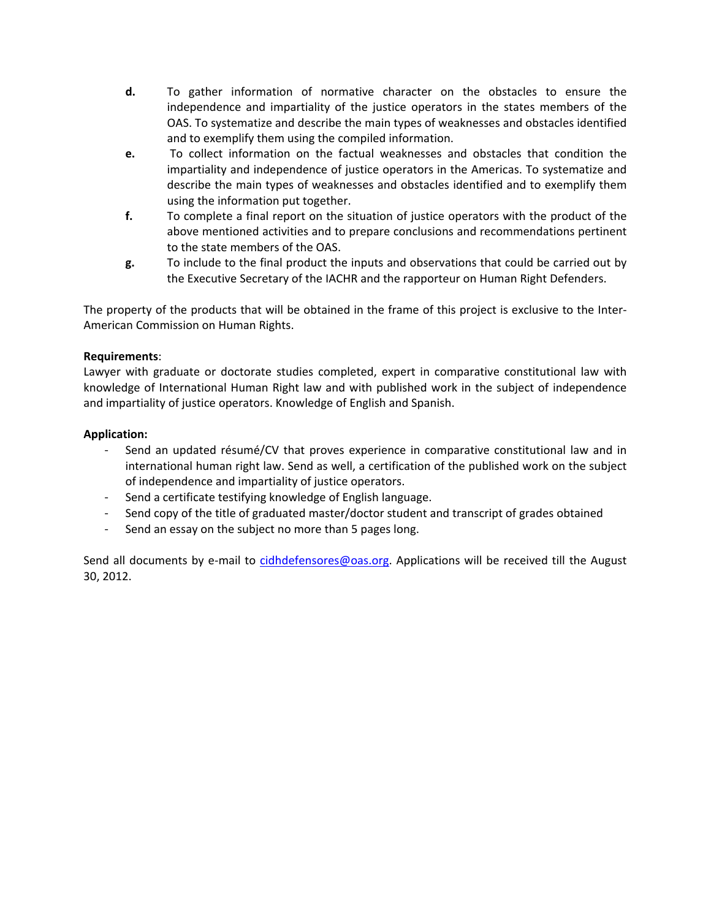**d.** To gather information of normative character on the obstacles to ensure the independence and impartiality of the justice operators in the states members of the OAS. To systematize and describe the main types of weaknesses and obstacles identified and to exemplify them using the compiled information.

**e.** To collect information on the factual weaknesses and obstacles that condition the impartiality and independence of justice operators in the Americas. To systematize and describe the main types of weaknesses and obstacles identified and to exemplify them using the information put together.

**f.** To complete a final report on the situation of justice operators with the product of the above mentioned activities and to prepare conclusions and recommendations pertinent to the state members of the OAS.

**g.** To include to the final product the inputs and observations that could be carried out by the Executive Secretary of the IACHR and the rapporteur on Human Right Defenders.

The property of the products that will be obtained in the frame of this project is exclusive to the Inter-American Commission on Human Rights.

**Requirements**:
Lawyer with graduate or doctorate studies completed, expert in comparative constitutional law with knowledge of International Human Right law and with published work in the subject of independence and impartiality of justice operators. Knowledge of English and Spanish.

**Application:**

- Send an updated résumé/CV that proves experience in comparative constitutional law and in international human right law. Send as well, a certification of the published work on the subject of independence and impartiality of justice operators.
- Send a certificate testifying knowledge of English language.
- Send copy of the title of graduated master/doctor student and transcript of grades obtained
- Send an essay on the subject no more than 5 pages long.

Send all documents by e-mail to cidhdefensores@oas.org. Applications will be received till the August 30, 2012.